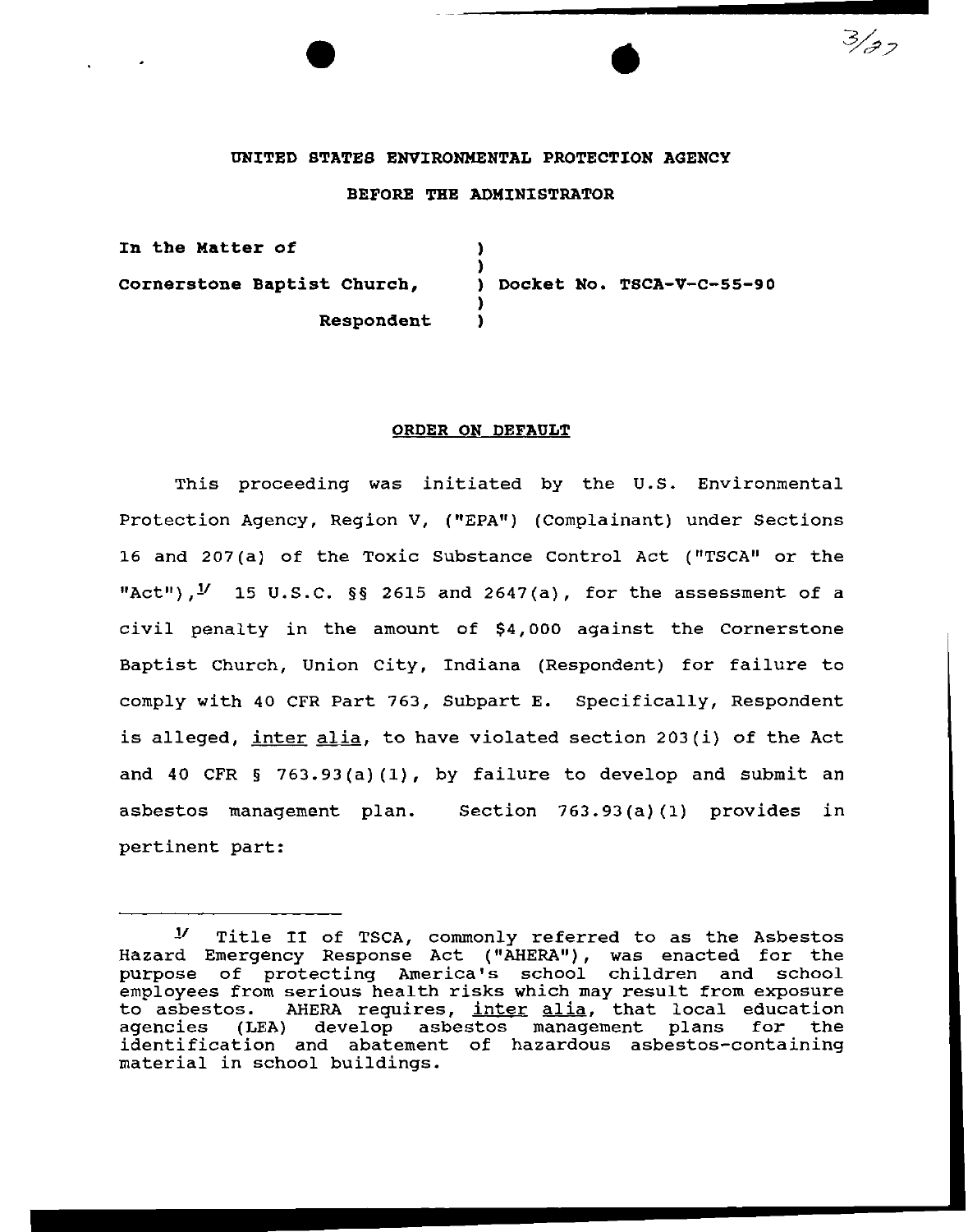UNITED STATES ENVIRONMENTAL PROTECTION AGENCY

BEFORE THE ADMINISTRATOR

In the Matter of

Cornerstone Baptist Church,

Respondent

) Docket No. TSCA-V-C-55-90

ORDER ON DEFAULT

This proceeding was initiated by the U.S. Environmental Protection Agency, Region V, ("EPA") (Complainant) under Sections 16 and 207(a) of the Toxic Substance Control Act ("TSCA" or the "Act"),[1] 15 U.S.C. §§ 2615 and 2647(a), for the assessment of a civil penalty in the amount of $4,000 against the Cornerstone Baptist Church, Union City, Indiana (Respondent) for failure to comply with 40 CFR Part 763, Subpart E. Specifically, Respondent is alleged, inter alia, to have violated section 203(i) of the Act and 40 CFR § 763.93(a)(1), by failure to develop and submit an asbestos management plan. Section 763.93(a)(1) provides in pertinent part:

---

[1] Title II of TSCA, commonly referred to as the Asbestos Hazard Emergency Response Act ("AHERA"), was enacted for the purpose of protecting America's school children and school employees from serious health risks which may result from exposure to asbestos. AHERA requires, inter alia, that local education agencies (LEA) develop asbestos management plans for the identification and abatement of hazardous asbestos-containing material in school buildings.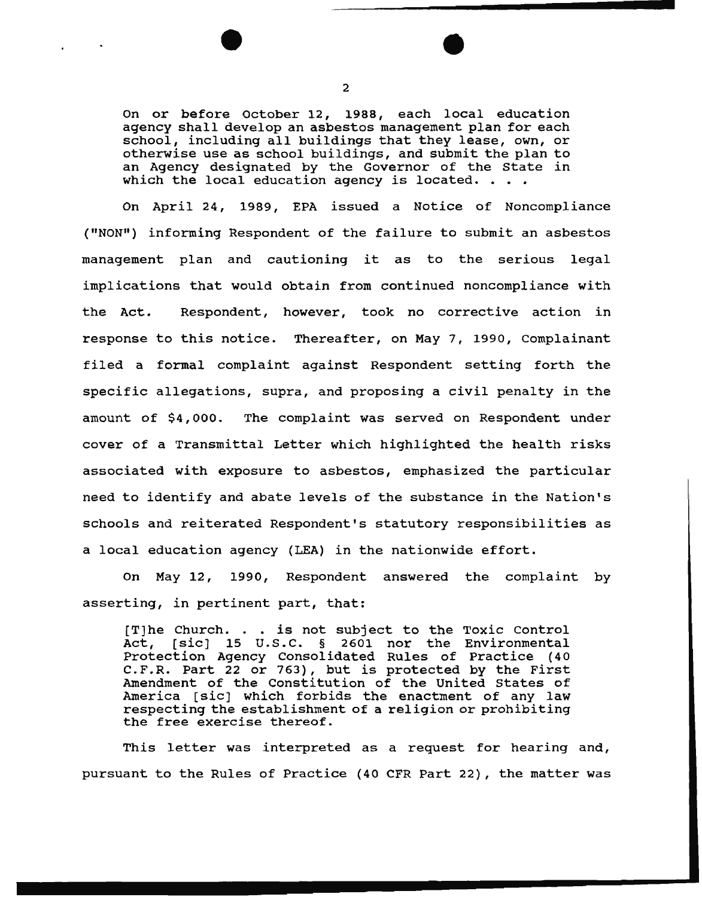> On or before October 12, 1988, each local education agency shall develop an asbestos management plan for each school, including all buildings that they lease, own, or otherwise use as school buildings, and submit the plan to an Agency designated by the Governor of the State in which the local education agency is located. . . .

On April 24, 1989, EPA issued a Notice of Noncompliance ("NON") informing Respondent of the failure to submit an asbestos management plan and cautioning it as to the serious legal implications that would obtain from continued noncompliance with the Act. Respondent, however, took no corrective action in response to this notice. Thereafter, on May 7, 1990, Complainant filed a formal complaint against Respondent setting forth the specific allegations, supra, and proposing a civil penalty in the amount of $4,000. The complaint was served on Respondent under cover of a Transmittal Letter which highlighted the health risks associated with exposure to asbestos, emphasized the particular need to identify and abate levels of the substance in the Nation's schools and reiterated Respondent's statutory responsibilities as a local education agency (LEA) in the nationwide effort.

On May 12, 1990, Respondent answered the complaint by asserting, in pertinent part, that:

> [T]he Church. . . is not subject to the Toxic Control Act, [sic] 15 U.S.C. § 2601 nor the Environmental Protection Agency Consolidated Rules of Practice (40 C.F.R. Part 22 or 763), but is protected by the First Amendment of the Constitution of the United States of America [sic] which forbids the enactment of any law respecting the establishment of a religion or prohibiting the free exercise thereof.

This letter was interpreted as a request for hearing and, pursuant to the Rules of Practice (40 CFR Part 22), the matter was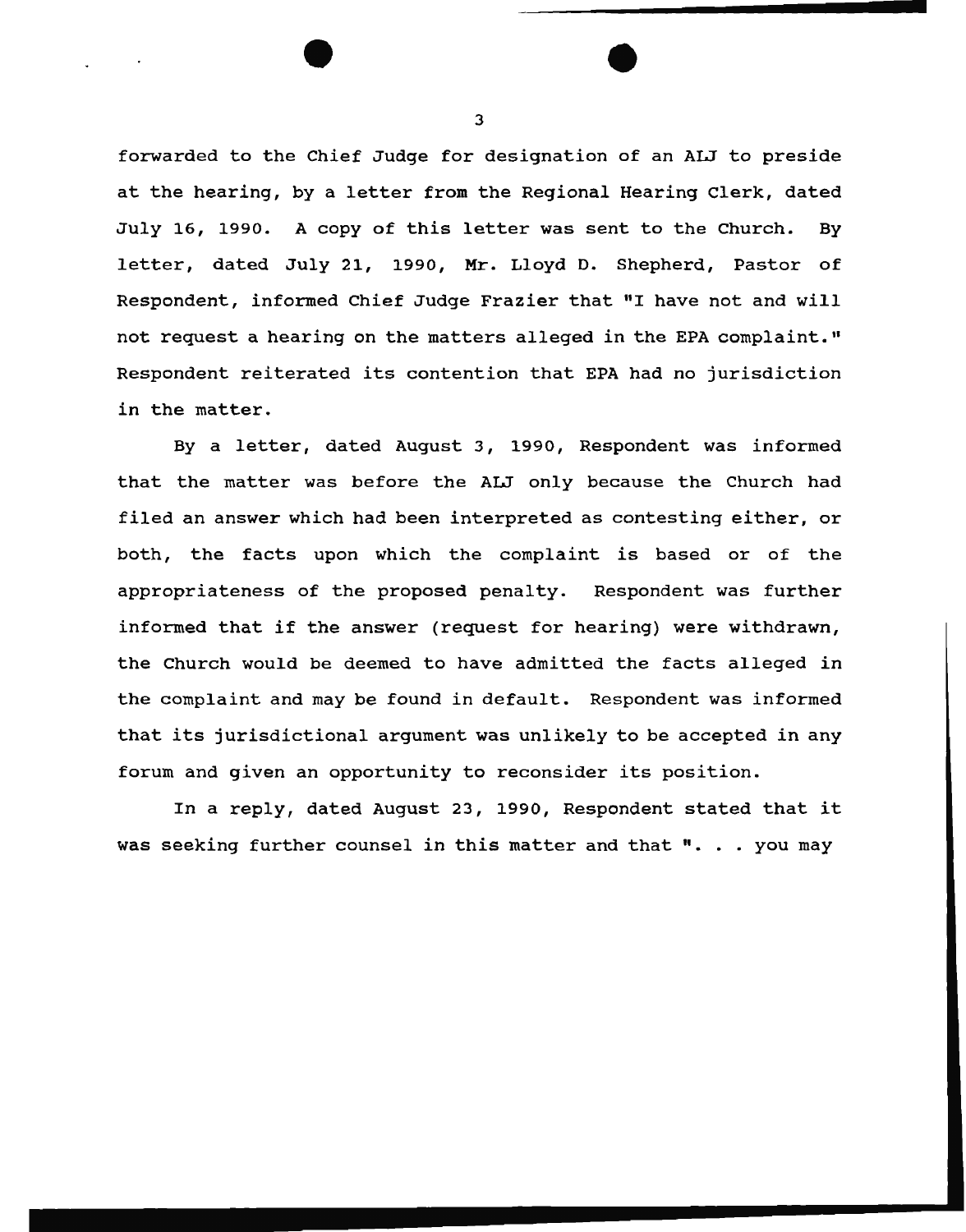forwarded to the Chief Judge for designation of an ALJ to preside at the hearing, by a letter from the Regional Hearing Clerk, dated July 16, 1990. A copy of this letter was sent to the Church. By letter, dated July 21, 1990, Mr. Lloyd D. Shepherd, Pastor of Respondent, informed Chief Judge Frazier that "I have not and will not request a hearing on the matters alleged in the EPA complaint." Respondent reiterated its contention that EPA had no jurisdiction in the matter.

By a letter, dated August 3, 1990, Respondent was informed that the matter was before the ALJ only because the Church had filed an answer which had been interpreted as contesting either, or both, the facts upon which the complaint is based or of the appropriateness of the proposed penalty. Respondent was further informed that if the answer (request for hearing) were withdrawn, the Church would be deemed to have admitted the facts alleged in the complaint and may be found in default. Respondent was informed that its jurisdictional argument was unlikely to be accepted in any forum and given an opportunity to reconsider its position.

In a reply, dated August 23, 1990, Respondent stated that it was seeking further counsel in this matter and that ". . . you may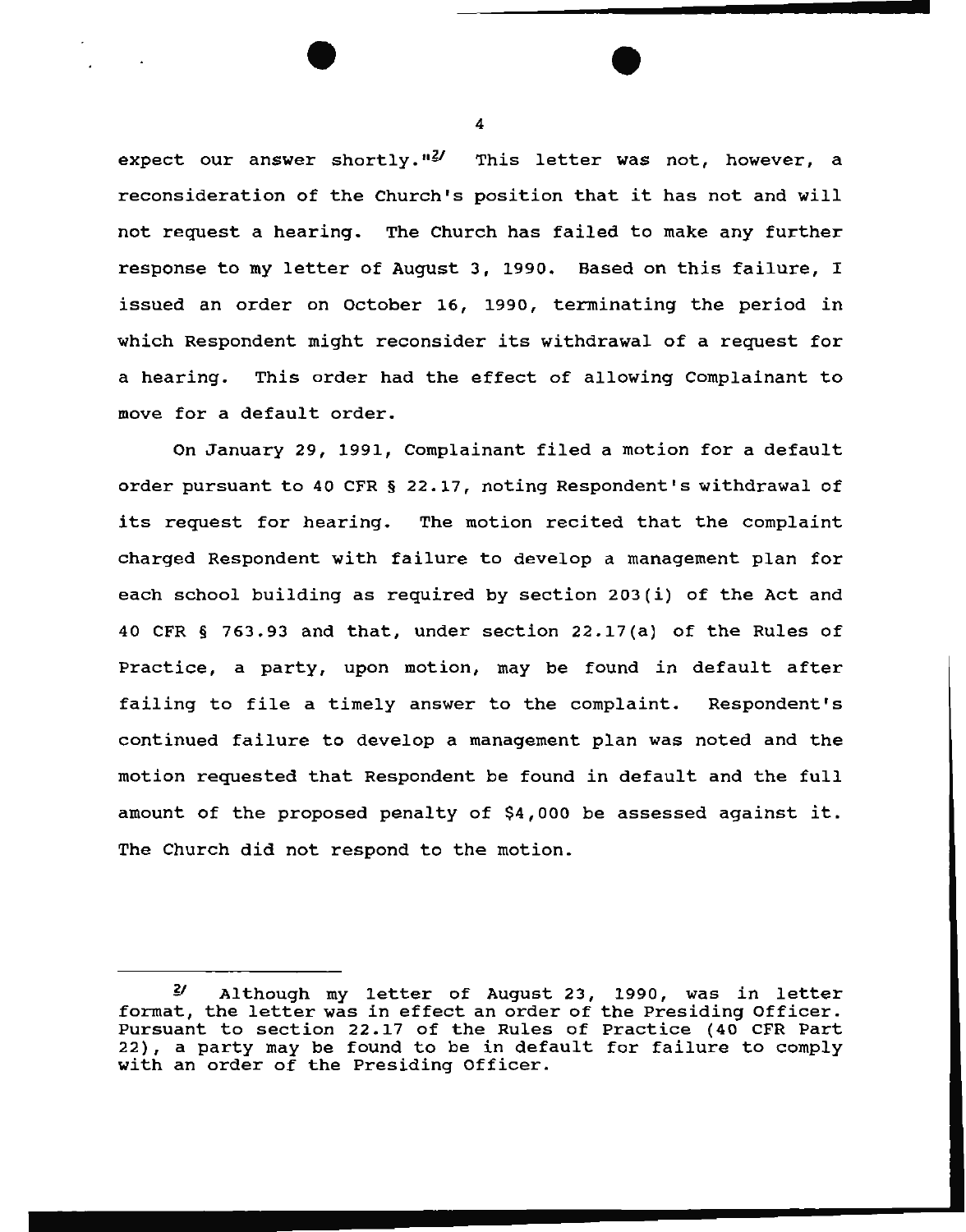expect our answer shortly."[2] This letter was not, however, a reconsideration of the Church's position that it has not and will not request a hearing. The Church has failed to make any further response to my letter of August 3, 1990. Based on this failure, I issued an order on October 16, 1990, terminating the period in which Respondent might reconsider its withdrawal of a request for a hearing. This order had the effect of allowing Complainant to move for a default order.

On January 29, 1991, Complainant filed a motion for a default order pursuant to 40 CFR § 22.17, noting Respondent's withdrawal of its request for hearing. The motion recited that the complaint charged Respondent with failure to develop a management plan for each school building as required by section 203(i) of the Act and 40 CFR § 763.93 and that, under section 22.17(a) of the Rules of Practice, a party, upon motion, may be found in default after failing to file a timely answer to the complaint. Respondent's continued failure to develop a management plan was noted and the motion requested that Respondent be found in default and the full amount of the proposed penalty of $4,000 be assessed against it. The Church did not respond to the motion.

---

[2] Although my letter of August 23, 1990, was in letter format, the letter was in effect an order of the Presiding Officer. Pursuant to section 22.17 of the Rules of Practice (40 CFR Part 22), a party may be found to be in default for failure to comply with an order of the Presiding Officer.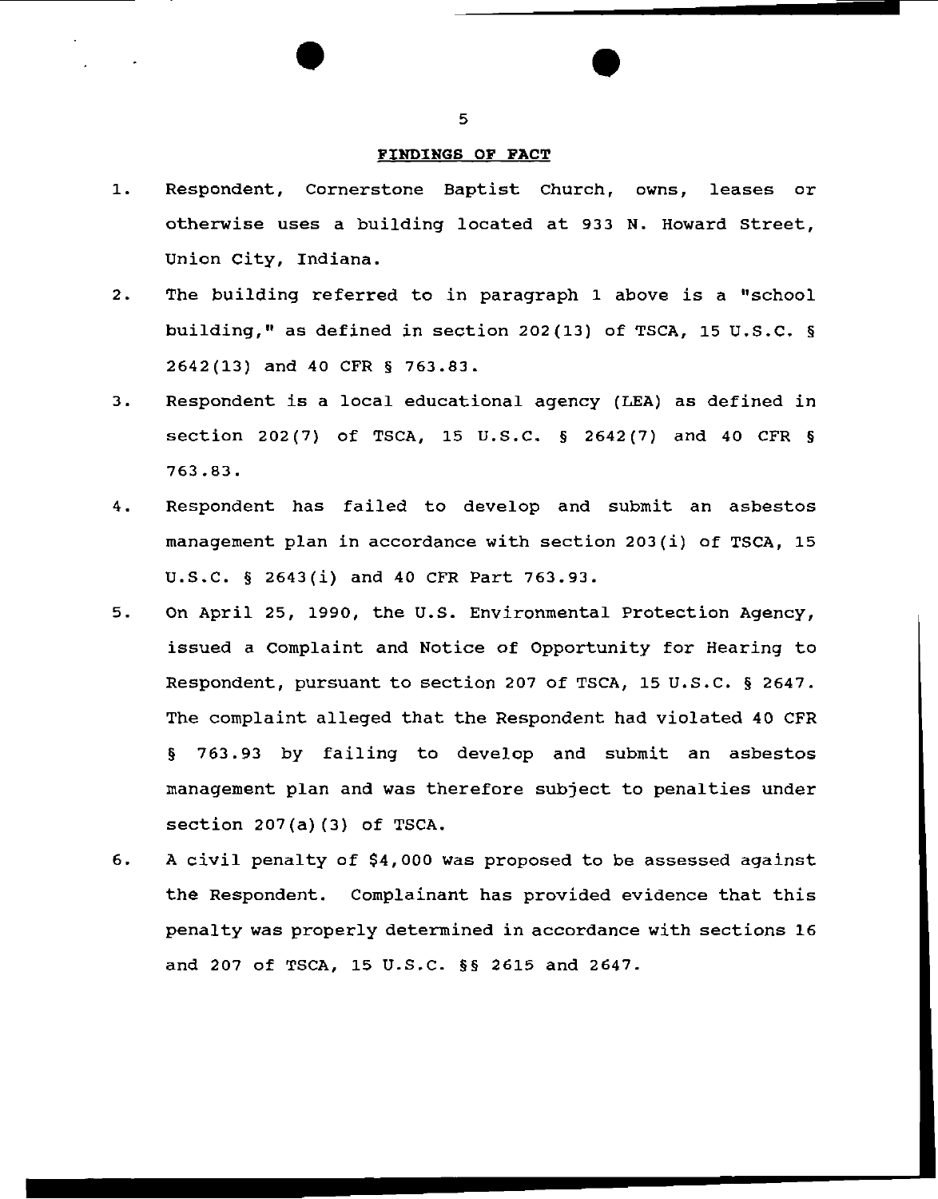## FINDINGS OF FACT

1. Respondent, Cornerstone Baptist Church, owns, leases or otherwise uses a building located at 933 N. Howard Street, Union City, Indiana.

2. The building referred to in paragraph 1 above is a "school building," as defined in section 202(13) of TSCA, 15 U.S.C. § 2642(13) and 40 CFR § 763.83.

3. Respondent is a local educational agency (LEA) as defined in section 202(7) of TSCA, 15 U.S.C. § 2642(7) and 40 CFR § 763.83.

4. Respondent has failed to develop and submit an asbestos management plan in accordance with section 203(i) of TSCA, 15 U.S.C. § 2643(i) and 40 CFR Part 763.93.

5. On April 25, 1990, the U.S. Environmental Protection Agency, issued a Complaint and Notice of Opportunity for Hearing to Respondent, pursuant to section 207 of TSCA, 15 U.S.C. § 2647. The complaint alleged that the Respondent had violated 40 CFR § 763.93 by failing to develop and submit an asbestos management plan and was therefore subject to penalties under section 207(a)(3) of TSCA.

6. A civil penalty of $4,000 was proposed to be assessed against the Respondent. Complainant has provided evidence that this penalty was properly determined in accordance with sections 16 and 207 of TSCA, 15 U.S.C. §§ 2615 and 2647.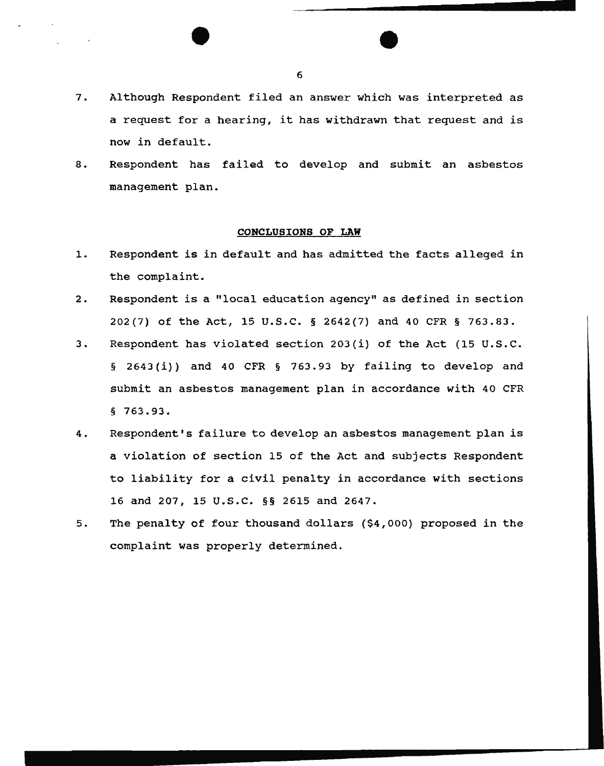7. Although Respondent filed an answer which was interpreted as a request for a hearing, it has withdrawn that request and is now in default.

8. Respondent has failed to develop and submit an asbestos management plan.

**CONCLUSIONS OF LAW**

1. Respondent is in default and has admitted the facts alleged in the complaint.

2. Respondent is a "local education agency" as defined in section 202(7) of the Act, 15 U.S.C. § 2642(7) and 40 CFR § 763.83.

3. Respondent has violated section 203(i) of the Act (15 U.S.C. § 2643(i)) and 40 CFR § 763.93 by failing to develop and submit an asbestos management plan in accordance with 40 CFR § 763.93.

4. Respondent's failure to develop an asbestos management plan is a violation of section 15 of the Act and subjects Respondent to liability for a civil penalty in accordance with sections 16 and 207, 15 U.S.C. §§ 2615 and 2647.

5. The penalty of four thousand dollars ($4,000) proposed in the complaint was properly determined.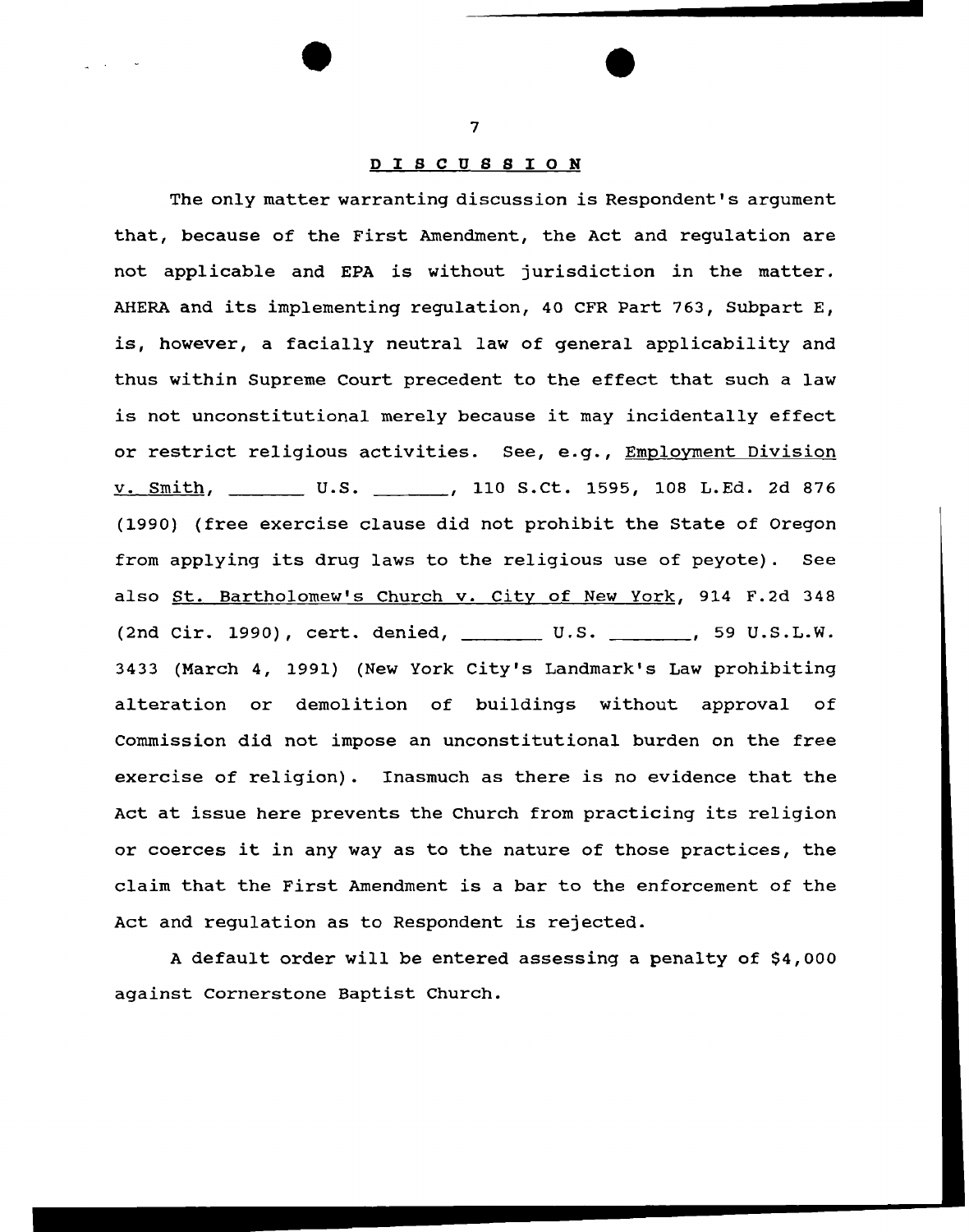## DISCUSSION

The only matter warranting discussion is Respondent's argument that, because of the First Amendment, the Act and regulation are not applicable and EPA is without jurisdiction in the matter. AHERA and its implementing regulation, 40 CFR Part 763, Subpart E, is, however, a facially neutral law of general applicability and thus within Supreme Court precedent to the effect that such a law is not unconstitutional merely because it may incidentally effect or restrict religious activities. See, e.g., Employment Division v. Smith, _______ U.S. _______, 110 S.Ct. 1595, 108 L.Ed. 2d 876 (1990) (free exercise clause did not prohibit the State of Oregon from applying its drug laws to the religious use of peyote). See also St. Bartholomew's Church v. City of New York, 914 F.2d 348 (2nd Cir. 1990), cert. denied, _______ U.S. _______, 59 U.S.L.W. 3433 (March 4, 1991) (New York City's Landmark's Law prohibiting alteration or demolition of buildings without approval of Commission did not impose an unconstitutional burden on the free exercise of religion). Inasmuch as there is no evidence that the Act at issue here prevents the Church from practicing its religion or coerces it in any way as to the nature of those practices, the claim that the First Amendment is a bar to the enforcement of the Act and regulation as to Respondent is rejected.

A default order will be entered assessing a penalty of $4,000 against Cornerstone Baptist Church.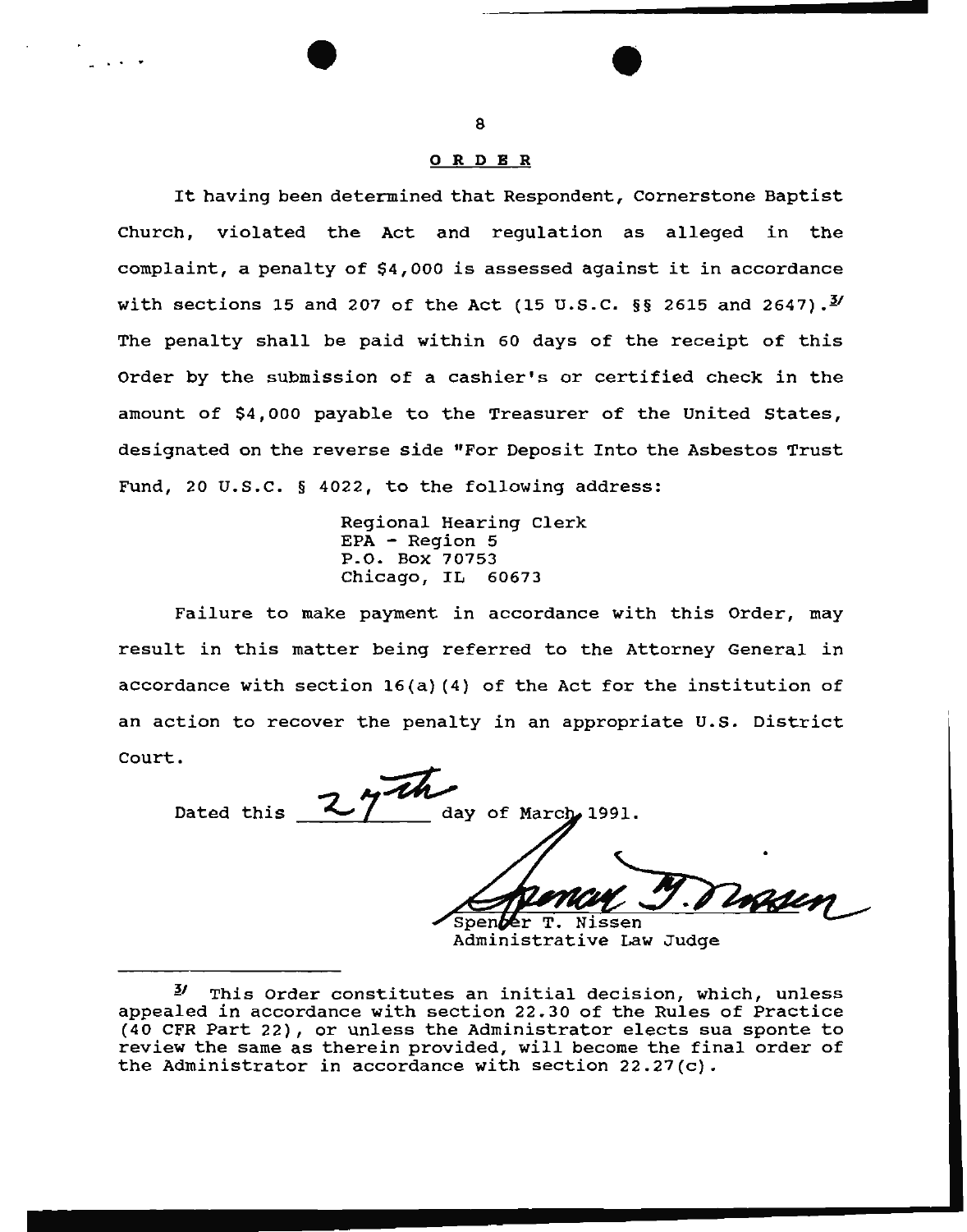## ORDER

It having been determined that Respondent, Cornerstone Baptist Church, violated the Act and regulation as alleged in the complaint, a penalty of $4,000 is assessed against it in accordance with sections 15 and 207 of the Act (15 U.S.C. §§ 2615 and 2647).[3] The penalty shall be paid within 60 days of the receipt of this Order by the submission of a cashier's or certified check in the amount of $4,000 payable to the Treasurer of the United States, designated on the reverse side "For Deposit Into the Asbestos Trust Fund, 20 U.S.C. § 4022, to the following address:

Regional Hearing Clerk
EPA - Region 5
P.O. Box 70753
Chicago, IL 60673

Failure to make payment in accordance with this Order, may result in this matter being referred to the Attorney General in accordance with section 16(a)(4) of the Act for the institution of an action to recover the penalty in an appropriate U.S. District Court.

Dated this 27th day of March, 1991.

Spencer T. Nissen
Administrative Law Judge

---

[3] This Order constitutes an initial decision, which, unless appealed in accordance with section 22.30 of the Rules of Practice (40 CFR Part 22), or unless the Administrator elects sua sponte to review the same as therein provided, will become the final order of the Administrator in accordance with section 22.27(c).